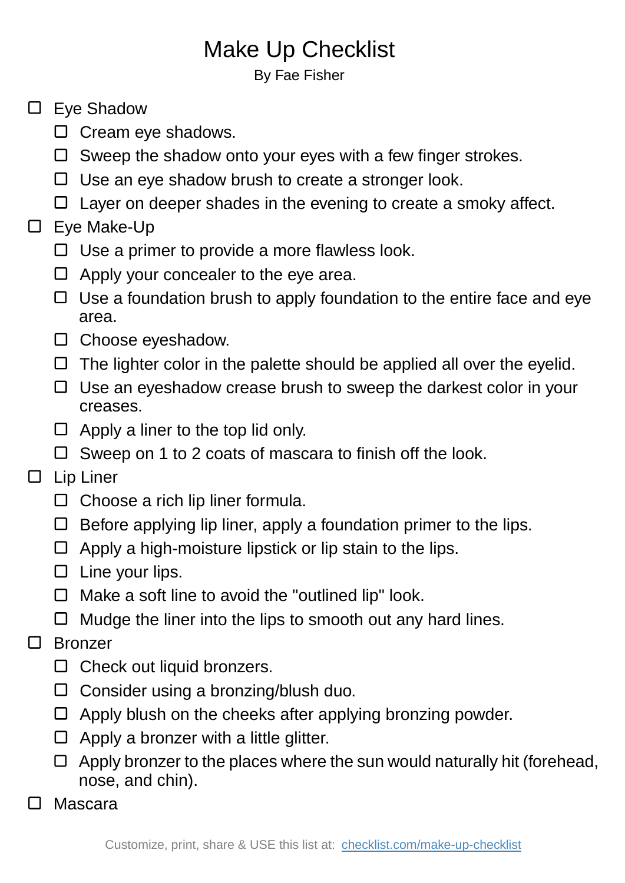# Make Up Checklist

By Fae Fisher

- [ ] Eye Shadow
  - [ ] Cream eye shadows.
  - [ ] Sweep the shadow onto your eyes with a few finger strokes.
  - [ ] Use an eye shadow brush to create a stronger look.
  - [ ] Layer on deeper shades in the evening to create a smoky affect.
- [ ] Eye Make-Up
  - [ ] Use a primer to provide a more flawless look.
  - [ ] Apply your concealer to the eye area.
  - [ ] Use a foundation brush to apply foundation to the entire face and eye area.
  - [ ] Choose eyeshadow.
  - [ ] The lighter color in the palette should be applied all over the eyelid.
  - [ ] Use an eyeshadow crease brush to sweep the darkest color in your creases.
  - [ ] Apply a liner to the top lid only.
  - [ ] Sweep on 1 to 2 coats of mascara to finish off the look.
- [ ] Lip Liner
  - [ ] Choose a rich lip liner formula.
  - [ ] Before applying lip liner, apply a foundation primer to the lips.
  - [ ] Apply a high-moisture lipstick or lip stain to the lips.
  - [ ] Line your lips.
  - [ ] Make a soft line to avoid the "outlined lip" look.
  - [ ] Mudge the liner into the lips to smooth out any hard lines.
- [ ] Bronzer
  - [ ] Check out liquid bronzers.
  - [ ] Consider using a bronzing/blush duo.
  - [ ] Apply blush on the cheeks after applying bronzing powder.
  - [ ] Apply a bronzer with a little glitter.
  - [ ] Apply bronzer to the places where the sun would naturally hit (forehead, nose, and chin).
- [ ] Mascara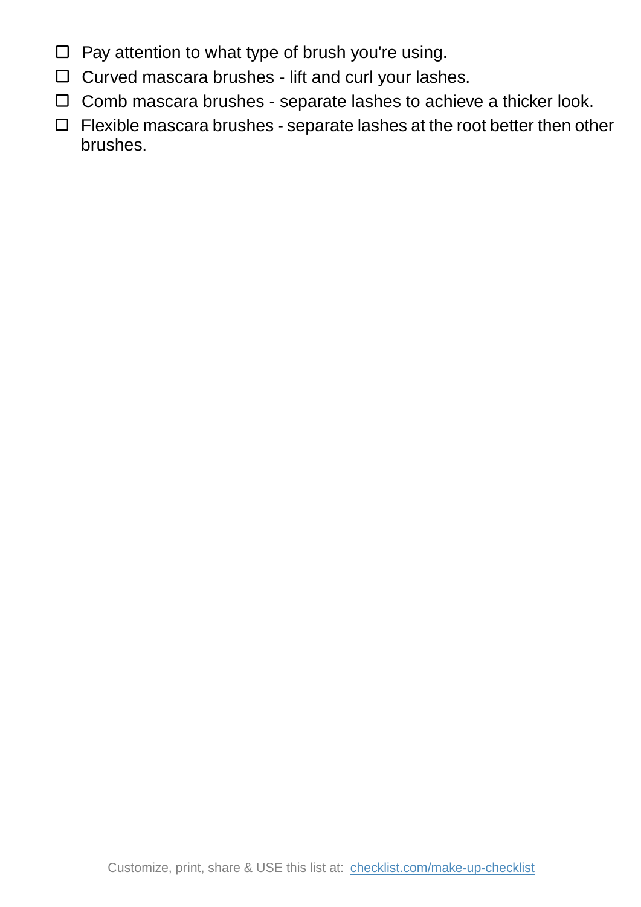- [ ] Pay attention to what type of brush you're using.
- [ ] Curved mascara brushes - lift and curl your lashes.
- [ ] Comb mascara brushes - separate lashes to achieve a thicker look.
- [ ] Flexible mascara brushes - separate lashes at the root better then other brushes.

Customize, print, share & USE this list at: checklist.com/make-up-checklist